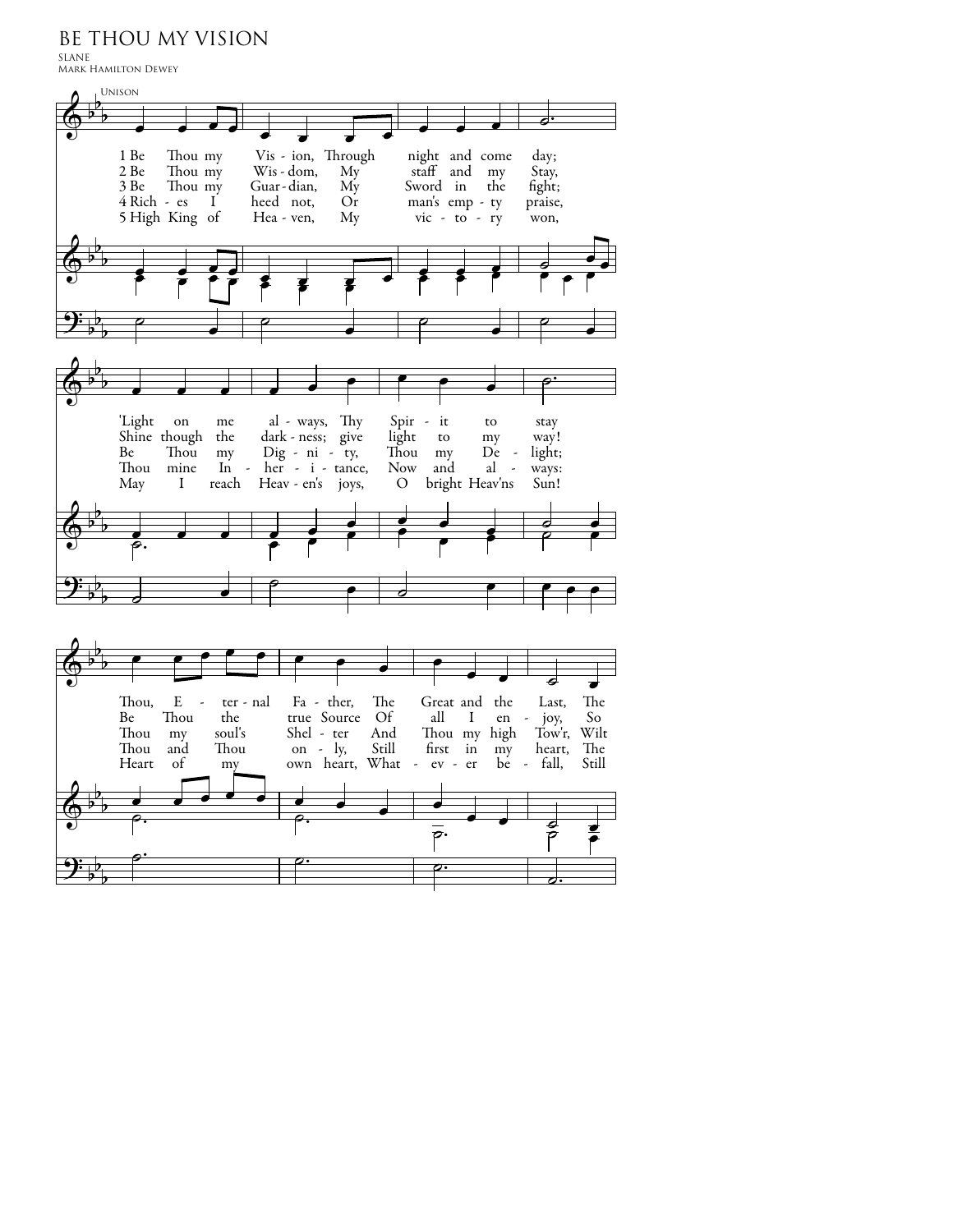# BE THOU MY VISION

SLANE

Mark Hamilton Dewey

Unison

1 Be Thou my Vis - ion, Through night and come day;
2 Be Thou my Wis - dom, My staff and my Stay,
3 Be Thou my Guar - dian, My Sword in the fight;
4 Rich - es I heed not, Or man's emp - ty praise,
5 High King of Hea - ven, My vic - to - ry won,

'Light on me al - ways, Thy Spir - it to stay
Shine though the dark - ness; give light to my way!
Be Thou my Dig - ni - ty, Thou my De - light;
Thou mine In - her - i - tance, Now and al - ways:
May I reach Heav - en's joys, O bright Heav'ns Sun!

Thou, E - ter - nal Fa - ther, The Great and the Last, The
Be Thou the true Source Of all I en - joy, So
Thou my soul's Shel - ter And Thou my high Tow'r, Wilt
Thou and Thou on - ly, Still first in my heart, The
Heart of my own heart, What - ev - er be - fall, Still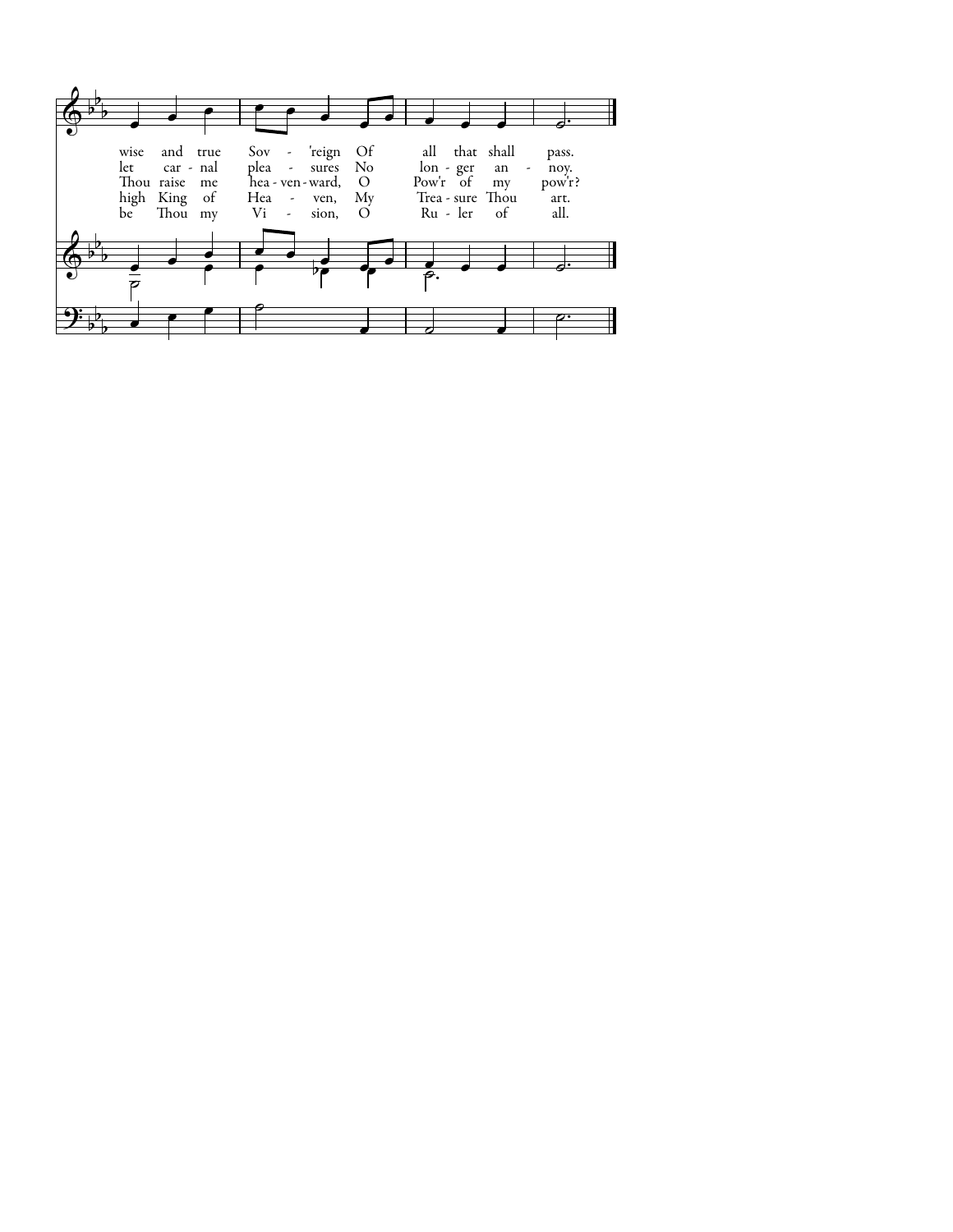wise and true Sov - 'reign Of all that shall pass.
let car - nal plea - sures No lon - ger an - noy.
Thou raise me hea - ven - ward, O Pow'r of my pow'r?
high King of Hea - ven, My Trea - sure Thou art.
be Thou my Vi - sion, O Ru - ler of all.